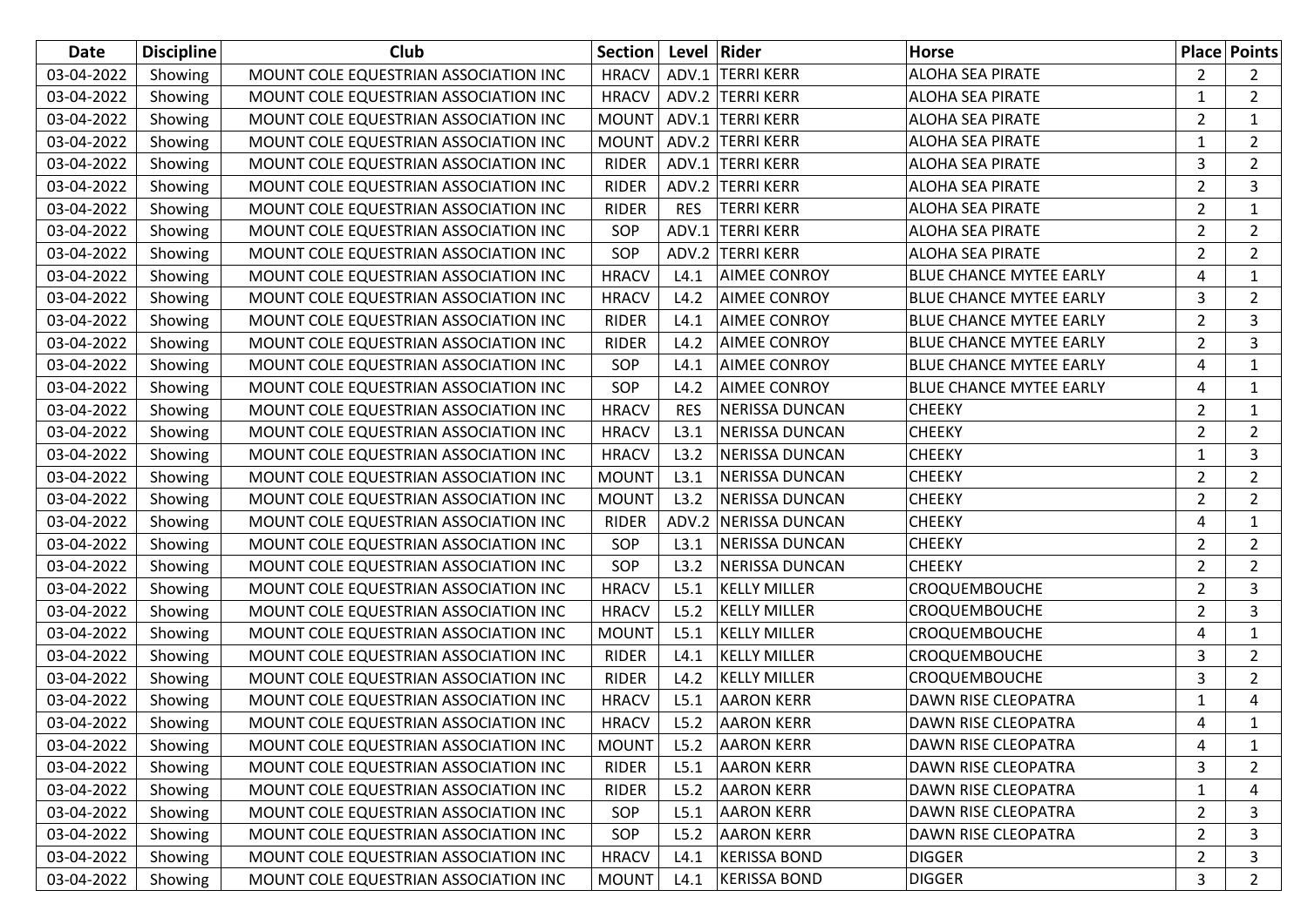| Date | Discipline | Club | Section | Level | Rider | Horse | Place | Points |
|---|---|---|---|---|---|---|---|---|
| 03-04-2022 | Showing | MOUNT COLE EQUESTRIAN ASSOCIATION INC | HRACV | ADV.1 | TERRI KERR | ALOHA SEA PIRATE | 2 | 2 |
| 03-04-2022 | Showing | MOUNT COLE EQUESTRIAN ASSOCIATION INC | HRACV | ADV.2 | TERRI KERR | ALOHA SEA PIRATE | 1 | 2 |
| 03-04-2022 | Showing | MOUNT COLE EQUESTRIAN ASSOCIATION INC | MOUNT | ADV.1 | TERRI KERR | ALOHA SEA PIRATE | 2 | 1 |
| 03-04-2022 | Showing | MOUNT COLE EQUESTRIAN ASSOCIATION INC | MOUNT | ADV.2 | TERRI KERR | ALOHA SEA PIRATE | 1 | 2 |
| 03-04-2022 | Showing | MOUNT COLE EQUESTRIAN ASSOCIATION INC | RIDER | ADV.1 | TERRI KERR | ALOHA SEA PIRATE | 3 | 2 |
| 03-04-2022 | Showing | MOUNT COLE EQUESTRIAN ASSOCIATION INC | RIDER | ADV.2 | TERRI KERR | ALOHA SEA PIRATE | 2 | 3 |
| 03-04-2022 | Showing | MOUNT COLE EQUESTRIAN ASSOCIATION INC | RIDER | RES | TERRI KERR | ALOHA SEA PIRATE | 2 | 1 |
| 03-04-2022 | Showing | MOUNT COLE EQUESTRIAN ASSOCIATION INC | SOP | ADV.1 | TERRI KERR | ALOHA SEA PIRATE | 2 | 2 |
| 03-04-2022 | Showing | MOUNT COLE EQUESTRIAN ASSOCIATION INC | SOP | ADV.2 | TERRI KERR | ALOHA SEA PIRATE | 2 | 2 |
| 03-04-2022 | Showing | MOUNT COLE EQUESTRIAN ASSOCIATION INC | HRACV | L4.1 | AIMEE CONROY | BLUE CHANCE MYTEE EARLY | 4 | 1 |
| 03-04-2022 | Showing | MOUNT COLE EQUESTRIAN ASSOCIATION INC | HRACV | L4.2 | AIMEE CONROY | BLUE CHANCE MYTEE EARLY | 3 | 2 |
| 03-04-2022 | Showing | MOUNT COLE EQUESTRIAN ASSOCIATION INC | RIDER | L4.1 | AIMEE CONROY | BLUE CHANCE MYTEE EARLY | 2 | 3 |
| 03-04-2022 | Showing | MOUNT COLE EQUESTRIAN ASSOCIATION INC | RIDER | L4.2 | AIMEE CONROY | BLUE CHANCE MYTEE EARLY | 2 | 3 |
| 03-04-2022 | Showing | MOUNT COLE EQUESTRIAN ASSOCIATION INC | SOP | L4.1 | AIMEE CONROY | BLUE CHANCE MYTEE EARLY | 4 | 1 |
| 03-04-2022 | Showing | MOUNT COLE EQUESTRIAN ASSOCIATION INC | SOP | L4.2 | AIMEE CONROY | BLUE CHANCE MYTEE EARLY | 4 | 1 |
| 03-04-2022 | Showing | MOUNT COLE EQUESTRIAN ASSOCIATION INC | HRACV | RES | NERISSA DUNCAN | CHEEKY | 2 | 1 |
| 03-04-2022 | Showing | MOUNT COLE EQUESTRIAN ASSOCIATION INC | HRACV | L3.1 | NERISSA DUNCAN | CHEEKY | 2 | 2 |
| 03-04-2022 | Showing | MOUNT COLE EQUESTRIAN ASSOCIATION INC | HRACV | L3.2 | NERISSA DUNCAN | CHEEKY | 1 | 3 |
| 03-04-2022 | Showing | MOUNT COLE EQUESTRIAN ASSOCIATION INC | MOUNT | L3.1 | NERISSA DUNCAN | CHEEKY | 2 | 2 |
| 03-04-2022 | Showing | MOUNT COLE EQUESTRIAN ASSOCIATION INC | MOUNT | L3.2 | NERISSA DUNCAN | CHEEKY | 2 | 2 |
| 03-04-2022 | Showing | MOUNT COLE EQUESTRIAN ASSOCIATION INC | RIDER | ADV.2 | NERISSA DUNCAN | CHEEKY | 4 | 1 |
| 03-04-2022 | Showing | MOUNT COLE EQUESTRIAN ASSOCIATION INC | SOP | L3.1 | NERISSA DUNCAN | CHEEKY | 2 | 2 |
| 03-04-2022 | Showing | MOUNT COLE EQUESTRIAN ASSOCIATION INC | SOP | L3.2 | NERISSA DUNCAN | CHEEKY | 2 | 2 |
| 03-04-2022 | Showing | MOUNT COLE EQUESTRIAN ASSOCIATION INC | HRACV | L5.1 | KELLY MILLER | CROQUEMBOUCHE | 2 | 3 |
| 03-04-2022 | Showing | MOUNT COLE EQUESTRIAN ASSOCIATION INC | HRACV | L5.2 | KELLY MILLER | CROQUEMBOUCHE | 2 | 3 |
| 03-04-2022 | Showing | MOUNT COLE EQUESTRIAN ASSOCIATION INC | MOUNT | L5.1 | KELLY MILLER | CROQUEMBOUCHE | 4 | 1 |
| 03-04-2022 | Showing | MOUNT COLE EQUESTRIAN ASSOCIATION INC | RIDER | L4.1 | KELLY MILLER | CROQUEMBOUCHE | 3 | 2 |
| 03-04-2022 | Showing | MOUNT COLE EQUESTRIAN ASSOCIATION INC | RIDER | L4.2 | KELLY MILLER | CROQUEMBOUCHE | 3 | 2 |
| 03-04-2022 | Showing | MOUNT COLE EQUESTRIAN ASSOCIATION INC | HRACV | L5.1 | AARON KERR | DAWN RISE CLEOPATRA | 1 | 4 |
| 03-04-2022 | Showing | MOUNT COLE EQUESTRIAN ASSOCIATION INC | HRACV | L5.2 | AARON KERR | DAWN RISE CLEOPATRA | 4 | 1 |
| 03-04-2022 | Showing | MOUNT COLE EQUESTRIAN ASSOCIATION INC | MOUNT | L5.2 | AARON KERR | DAWN RISE CLEOPATRA | 4 | 1 |
| 03-04-2022 | Showing | MOUNT COLE EQUESTRIAN ASSOCIATION INC | RIDER | L5.1 | AARON KERR | DAWN RISE CLEOPATRA | 3 | 2 |
| 03-04-2022 | Showing | MOUNT COLE EQUESTRIAN ASSOCIATION INC | RIDER | L5.2 | AARON KERR | DAWN RISE CLEOPATRA | 1 | 4 |
| 03-04-2022 | Showing | MOUNT COLE EQUESTRIAN ASSOCIATION INC | SOP | L5.1 | AARON KERR | DAWN RISE CLEOPATRA | 2 | 3 |
| 03-04-2022 | Showing | MOUNT COLE EQUESTRIAN ASSOCIATION INC | SOP | L5.2 | AARON KERR | DAWN RISE CLEOPATRA | 2 | 3 |
| 03-04-2022 | Showing | MOUNT COLE EQUESTRIAN ASSOCIATION INC | HRACV | L4.1 | KERISSA BOND | DIGGER | 2 | 3 |
| 03-04-2022 | Showing | MOUNT COLE EQUESTRIAN ASSOCIATION INC | MOUNT | L4.1 | KERISSA BOND | DIGGER | 3 | 2 |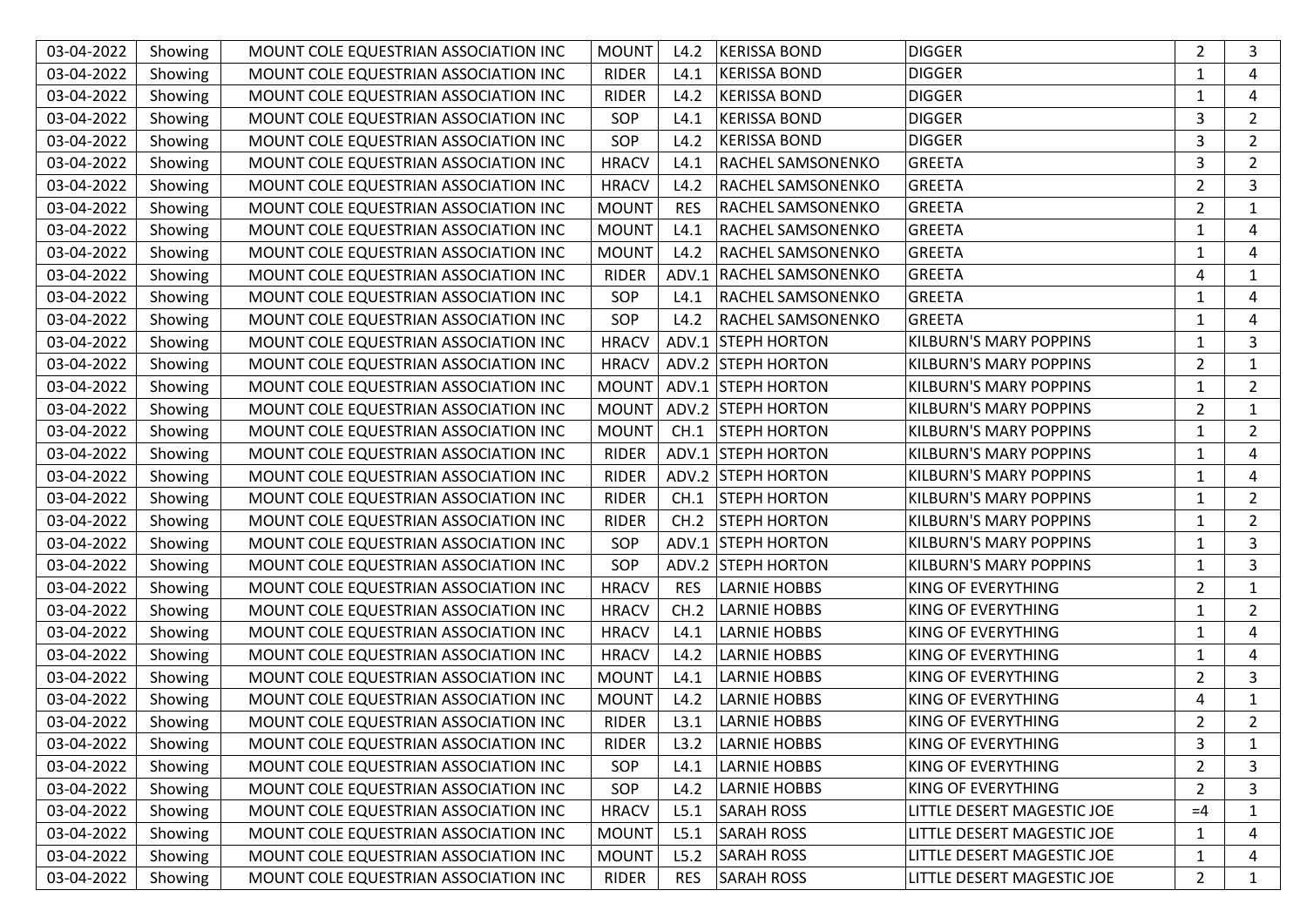| 03-04-2022 | Showing | MOUNT COLE EQUESTRIAN ASSOCIATION INC | MOUNT | L4.2 | KERISSA BOND | DIGGER | 2 | 3 |
|---|---|---|---|---|---|---|---|---|
| 03-04-2022 | Showing | MOUNT COLE EQUESTRIAN ASSOCIATION INC | RIDER | L4.1 | KERISSA BOND | DIGGER | 1 | 4 |
| 03-04-2022 | Showing | MOUNT COLE EQUESTRIAN ASSOCIATION INC | RIDER | L4.2 | KERISSA BOND | DIGGER | 1 | 4 |
| 03-04-2022 | Showing | MOUNT COLE EQUESTRIAN ASSOCIATION INC | SOP | L4.1 | KERISSA BOND | DIGGER | 3 | 2 |
| 03-04-2022 | Showing | MOUNT COLE EQUESTRIAN ASSOCIATION INC | SOP | L4.2 | KERISSA BOND | DIGGER | 3 | 2 |
| 03-04-2022 | Showing | MOUNT COLE EQUESTRIAN ASSOCIATION INC | HRACV | L4.1 | RACHEL SAMSONENKO | GREETA | 3 | 2 |
| 03-04-2022 | Showing | MOUNT COLE EQUESTRIAN ASSOCIATION INC | HRACV | L4.2 | RACHEL SAMSONENKO | GREETA | 2 | 3 |
| 03-04-2022 | Showing | MOUNT COLE EQUESTRIAN ASSOCIATION INC | MOUNT | RES | RACHEL SAMSONENKO | GREETA | 2 | 1 |
| 03-04-2022 | Showing | MOUNT COLE EQUESTRIAN ASSOCIATION INC | MOUNT | L4.1 | RACHEL SAMSONENKO | GREETA | 1 | 4 |
| 03-04-2022 | Showing | MOUNT COLE EQUESTRIAN ASSOCIATION INC | MOUNT | L4.2 | RACHEL SAMSONENKO | GREETA | 1 | 4 |
| 03-04-2022 | Showing | MOUNT COLE EQUESTRIAN ASSOCIATION INC | RIDER | ADV.1 | RACHEL SAMSONENKO | GREETA | 4 | 1 |
| 03-04-2022 | Showing | MOUNT COLE EQUESTRIAN ASSOCIATION INC | SOP | L4.1 | RACHEL SAMSONENKO | GREETA | 1 | 4 |
| 03-04-2022 | Showing | MOUNT COLE EQUESTRIAN ASSOCIATION INC | SOP | L4.2 | RACHEL SAMSONENKO | GREETA | 1 | 4 |
| 03-04-2022 | Showing | MOUNT COLE EQUESTRIAN ASSOCIATION INC | HRACV | ADV.1 | STEPH HORTON | KILBURN'S MARY POPPINS | 1 | 3 |
| 03-04-2022 | Showing | MOUNT COLE EQUESTRIAN ASSOCIATION INC | HRACV | ADV.2 | STEPH HORTON | KILBURN'S MARY POPPINS | 2 | 1 |
| 03-04-2022 | Showing | MOUNT COLE EQUESTRIAN ASSOCIATION INC | MOUNT | ADV.1 | STEPH HORTON | KILBURN'S MARY POPPINS | 1 | 2 |
| 03-04-2022 | Showing | MOUNT COLE EQUESTRIAN ASSOCIATION INC | MOUNT | ADV.2 | STEPH HORTON | KILBURN'S MARY POPPINS | 2 | 1 |
| 03-04-2022 | Showing | MOUNT COLE EQUESTRIAN ASSOCIATION INC | MOUNT | CH.1 | STEPH HORTON | KILBURN'S MARY POPPINS | 1 | 2 |
| 03-04-2022 | Showing | MOUNT COLE EQUESTRIAN ASSOCIATION INC | RIDER | ADV.1 | STEPH HORTON | KILBURN'S MARY POPPINS | 1 | 4 |
| 03-04-2022 | Showing | MOUNT COLE EQUESTRIAN ASSOCIATION INC | RIDER | ADV.2 | STEPH HORTON | KILBURN'S MARY POPPINS | 1 | 4 |
| 03-04-2022 | Showing | MOUNT COLE EQUESTRIAN ASSOCIATION INC | RIDER | CH.1 | STEPH HORTON | KILBURN'S MARY POPPINS | 1 | 2 |
| 03-04-2022 | Showing | MOUNT COLE EQUESTRIAN ASSOCIATION INC | RIDER | CH.2 | STEPH HORTON | KILBURN'S MARY POPPINS | 1 | 2 |
| 03-04-2022 | Showing | MOUNT COLE EQUESTRIAN ASSOCIATION INC | SOP | ADV.1 | STEPH HORTON | KILBURN'S MARY POPPINS | 1 | 3 |
| 03-04-2022 | Showing | MOUNT COLE EQUESTRIAN ASSOCIATION INC | SOP | ADV.2 | STEPH HORTON | KILBURN'S MARY POPPINS | 1 | 3 |
| 03-04-2022 | Showing | MOUNT COLE EQUESTRIAN ASSOCIATION INC | HRACV | RES | LARNIE HOBBS | KING OF EVERYTHING | 2 | 1 |
| 03-04-2022 | Showing | MOUNT COLE EQUESTRIAN ASSOCIATION INC | HRACV | CH.2 | LARNIE HOBBS | KING OF EVERYTHING | 1 | 2 |
| 03-04-2022 | Showing | MOUNT COLE EQUESTRIAN ASSOCIATION INC | HRACV | L4.1 | LARNIE HOBBS | KING OF EVERYTHING | 1 | 4 |
| 03-04-2022 | Showing | MOUNT COLE EQUESTRIAN ASSOCIATION INC | HRACV | L4.2 | LARNIE HOBBS | KING OF EVERYTHING | 1 | 4 |
| 03-04-2022 | Showing | MOUNT COLE EQUESTRIAN ASSOCIATION INC | MOUNT | L4.1 | LARNIE HOBBS | KING OF EVERYTHING | 2 | 3 |
| 03-04-2022 | Showing | MOUNT COLE EQUESTRIAN ASSOCIATION INC | MOUNT | L4.2 | LARNIE HOBBS | KING OF EVERYTHING | 4 | 1 |
| 03-04-2022 | Showing | MOUNT COLE EQUESTRIAN ASSOCIATION INC | RIDER | L3.1 | LARNIE HOBBS | KING OF EVERYTHING | 2 | 2 |
| 03-04-2022 | Showing | MOUNT COLE EQUESTRIAN ASSOCIATION INC | RIDER | L3.2 | LARNIE HOBBS | KING OF EVERYTHING | 3 | 1 |
| 03-04-2022 | Showing | MOUNT COLE EQUESTRIAN ASSOCIATION INC | SOP | L4.1 | LARNIE HOBBS | KING OF EVERYTHING | 2 | 3 |
| 03-04-2022 | Showing | MOUNT COLE EQUESTRIAN ASSOCIATION INC | SOP | L4.2 | LARNIE HOBBS | KING OF EVERYTHING | 2 | 3 |
| 03-04-2022 | Showing | MOUNT COLE EQUESTRIAN ASSOCIATION INC | HRACV | L5.1 | SARAH ROSS | LITTLE DESERT MAGESTIC JOE | =4 | 1 |
| 03-04-2022 | Showing | MOUNT COLE EQUESTRIAN ASSOCIATION INC | MOUNT | L5.1 | SARAH ROSS | LITTLE DESERT MAGESTIC JOE | 1 | 4 |
| 03-04-2022 | Showing | MOUNT COLE EQUESTRIAN ASSOCIATION INC | MOUNT | L5.2 | SARAH ROSS | LITTLE DESERT MAGESTIC JOE | 1 | 4 |
| 03-04-2022 | Showing | MOUNT COLE EQUESTRIAN ASSOCIATION INC | RIDER | RES | SARAH ROSS | LITTLE DESERT MAGESTIC JOE | 2 | 1 |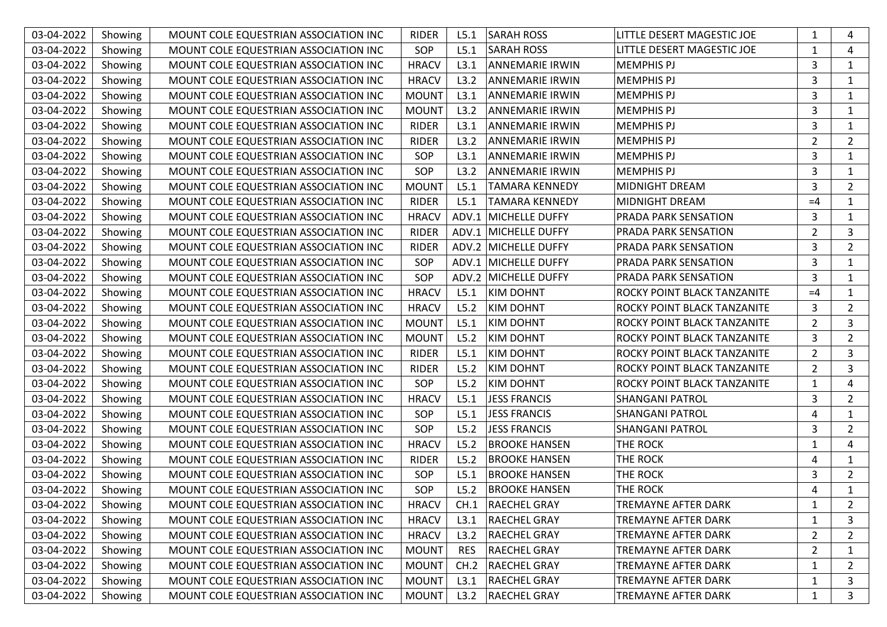| 03-04-2022 | Showing | MOUNT COLE EQUESTRIAN ASSOCIATION INC | RIDER | L5.1 | SARAH ROSS | LITTLE DESERT MAGESTIC JOE | 1 | 4 |
|---|---|---|---|---|---|---|---|---|
| 03-04-2022 | Showing | MOUNT COLE EQUESTRIAN ASSOCIATION INC | SOP | L5.1 | SARAH ROSS | LITTLE DESERT MAGESTIC JOE | 1 | 4 |
| 03-04-2022 | Showing | MOUNT COLE EQUESTRIAN ASSOCIATION INC | HRACV | L3.1 | ANNEMARIE IRWIN | MEMPHIS PJ | 3 | 1 |
| 03-04-2022 | Showing | MOUNT COLE EQUESTRIAN ASSOCIATION INC | HRACV | L3.2 | ANNEMARIE IRWIN | MEMPHIS PJ | 3 | 1 |
| 03-04-2022 | Showing | MOUNT COLE EQUESTRIAN ASSOCIATION INC | MOUNT | L3.1 | ANNEMARIE IRWIN | MEMPHIS PJ | 3 | 1 |
| 03-04-2022 | Showing | MOUNT COLE EQUESTRIAN ASSOCIATION INC | MOUNT | L3.2 | ANNEMARIE IRWIN | MEMPHIS PJ | 3 | 1 |
| 03-04-2022 | Showing | MOUNT COLE EQUESTRIAN ASSOCIATION INC | RIDER | L3.1 | ANNEMARIE IRWIN | MEMPHIS PJ | 3 | 1 |
| 03-04-2022 | Showing | MOUNT COLE EQUESTRIAN ASSOCIATION INC | RIDER | L3.2 | ANNEMARIE IRWIN | MEMPHIS PJ | 2 | 2 |
| 03-04-2022 | Showing | MOUNT COLE EQUESTRIAN ASSOCIATION INC | SOP | L3.1 | ANNEMARIE IRWIN | MEMPHIS PJ | 3 | 1 |
| 03-04-2022 | Showing | MOUNT COLE EQUESTRIAN ASSOCIATION INC | SOP | L3.2 | ANNEMARIE IRWIN | MEMPHIS PJ | 3 | 1 |
| 03-04-2022 | Showing | MOUNT COLE EQUESTRIAN ASSOCIATION INC | MOUNT | L5.1 | TAMARA KENNEDY | MIDNIGHT DREAM | 3 | 2 |
| 03-04-2022 | Showing | MOUNT COLE EQUESTRIAN ASSOCIATION INC | RIDER | L5.1 | TAMARA KENNEDY | MIDNIGHT DREAM | =4 | 1 |
| 03-04-2022 | Showing | MOUNT COLE EQUESTRIAN ASSOCIATION INC | HRACV | ADV.1 | MICHELLE DUFFY | PRADA PARK SENSATION | 3 | 1 |
| 03-04-2022 | Showing | MOUNT COLE EQUESTRIAN ASSOCIATION INC | RIDER | ADV.1 | MICHELLE DUFFY | PRADA PARK SENSATION | 2 | 3 |
| 03-04-2022 | Showing | MOUNT COLE EQUESTRIAN ASSOCIATION INC | RIDER | ADV.2 | MICHELLE DUFFY | PRADA PARK SENSATION | 3 | 2 |
| 03-04-2022 | Showing | MOUNT COLE EQUESTRIAN ASSOCIATION INC | SOP | ADV.1 | MICHELLE DUFFY | PRADA PARK SENSATION | 3 | 1 |
| 03-04-2022 | Showing | MOUNT COLE EQUESTRIAN ASSOCIATION INC | SOP | ADV.2 | MICHELLE DUFFY | PRADA PARK SENSATION | 3 | 1 |
| 03-04-2022 | Showing | MOUNT COLE EQUESTRIAN ASSOCIATION INC | HRACV | L5.1 | KIM DOHNT | ROCKY POINT BLACK TANZANITE | =4 | 1 |
| 03-04-2022 | Showing | MOUNT COLE EQUESTRIAN ASSOCIATION INC | HRACV | L5.2 | KIM DOHNT | ROCKY POINT BLACK TANZANITE | 3 | 2 |
| 03-04-2022 | Showing | MOUNT COLE EQUESTRIAN ASSOCIATION INC | MOUNT | L5.1 | KIM DOHNT | ROCKY POINT BLACK TANZANITE | 2 | 3 |
| 03-04-2022 | Showing | MOUNT COLE EQUESTRIAN ASSOCIATION INC | MOUNT | L5.2 | KIM DOHNT | ROCKY POINT BLACK TANZANITE | 3 | 2 |
| 03-04-2022 | Showing | MOUNT COLE EQUESTRIAN ASSOCIATION INC | RIDER | L5.1 | KIM DOHNT | ROCKY POINT BLACK TANZANITE | 2 | 3 |
| 03-04-2022 | Showing | MOUNT COLE EQUESTRIAN ASSOCIATION INC | RIDER | L5.2 | KIM DOHNT | ROCKY POINT BLACK TANZANITE | 2 | 3 |
| 03-04-2022 | Showing | MOUNT COLE EQUESTRIAN ASSOCIATION INC | SOP | L5.2 | KIM DOHNT | ROCKY POINT BLACK TANZANITE | 1 | 4 |
| 03-04-2022 | Showing | MOUNT COLE EQUESTRIAN ASSOCIATION INC | HRACV | L5.1 | JESS FRANCIS | SHANGANI PATROL | 3 | 2 |
| 03-04-2022 | Showing | MOUNT COLE EQUESTRIAN ASSOCIATION INC | SOP | L5.1 | JESS FRANCIS | SHANGANI PATROL | 4 | 1 |
| 03-04-2022 | Showing | MOUNT COLE EQUESTRIAN ASSOCIATION INC | SOP | L5.2 | JESS FRANCIS | SHANGANI PATROL | 3 | 2 |
| 03-04-2022 | Showing | MOUNT COLE EQUESTRIAN ASSOCIATION INC | HRACV | L5.2 | BROOKE HANSEN | THE ROCK | 1 | 4 |
| 03-04-2022 | Showing | MOUNT COLE EQUESTRIAN ASSOCIATION INC | RIDER | L5.2 | BROOKE HANSEN | THE ROCK | 4 | 1 |
| 03-04-2022 | Showing | MOUNT COLE EQUESTRIAN ASSOCIATION INC | SOP | L5.1 | BROOKE HANSEN | THE ROCK | 3 | 2 |
| 03-04-2022 | Showing | MOUNT COLE EQUESTRIAN ASSOCIATION INC | SOP | L5.2 | BROOKE HANSEN | THE ROCK | 4 | 1 |
| 03-04-2022 | Showing | MOUNT COLE EQUESTRIAN ASSOCIATION INC | HRACV | CH.1 | RAECHEL GRAY | TREMAYNE AFTER DARK | 1 | 2 |
| 03-04-2022 | Showing | MOUNT COLE EQUESTRIAN ASSOCIATION INC | HRACV | L3.1 | RAECHEL GRAY | TREMAYNE AFTER DARK | 1 | 3 |
| 03-04-2022 | Showing | MOUNT COLE EQUESTRIAN ASSOCIATION INC | HRACV | L3.2 | RAECHEL GRAY | TREMAYNE AFTER DARK | 2 | 2 |
| 03-04-2022 | Showing | MOUNT COLE EQUESTRIAN ASSOCIATION INC | MOUNT | RES | RAECHEL GRAY | TREMAYNE AFTER DARK | 2 | 1 |
| 03-04-2022 | Showing | MOUNT COLE EQUESTRIAN ASSOCIATION INC | MOUNT | CH.2 | RAECHEL GRAY | TREMAYNE AFTER DARK | 1 | 2 |
| 03-04-2022 | Showing | MOUNT COLE EQUESTRIAN ASSOCIATION INC | MOUNT | L3.1 | RAECHEL GRAY | TREMAYNE AFTER DARK | 1 | 3 |
| 03-04-2022 | Showing | MOUNT COLE EQUESTRIAN ASSOCIATION INC | MOUNT | L3.2 | RAECHEL GRAY | TREMAYNE AFTER DARK | 1 | 3 |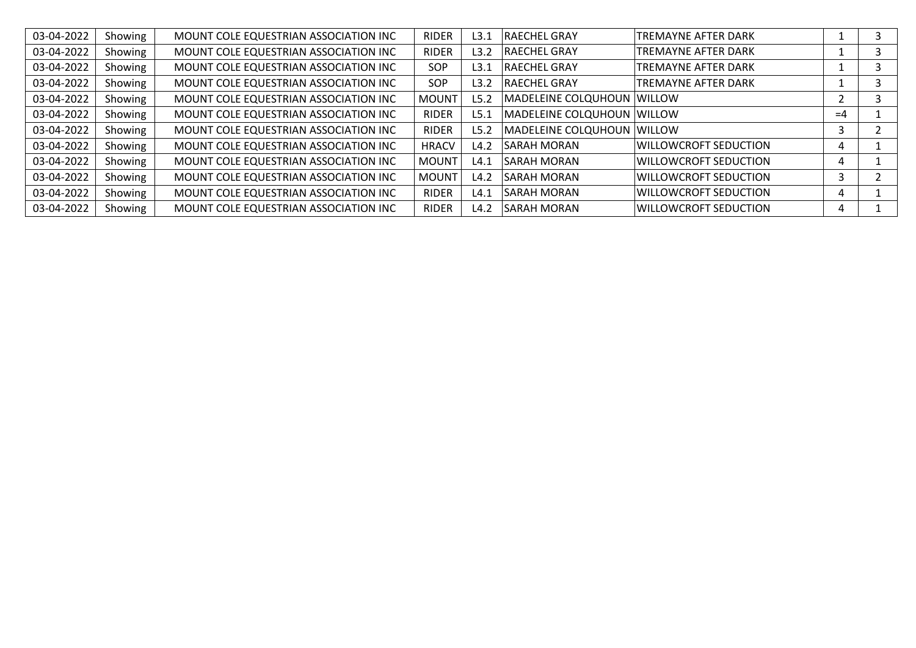| | | | | | | | | |
|---|---|---|---|---|---|---|---|---|
| 03-04-2022 | Showing | MOUNT COLE EQUESTRIAN ASSOCIATION INC | RIDER | L3.1 | RAECHEL GRAY | TREMAYNE AFTER DARK | 1 | 3 |
| 03-04-2022 | Showing | MOUNT COLE EQUESTRIAN ASSOCIATION INC | RIDER | L3.2 | RAECHEL GRAY | TREMAYNE AFTER DARK | 1 | 3 |
| 03-04-2022 | Showing | MOUNT COLE EQUESTRIAN ASSOCIATION INC | SOP | L3.1 | RAECHEL GRAY | TREMAYNE AFTER DARK | 1 | 3 |
| 03-04-2022 | Showing | MOUNT COLE EQUESTRIAN ASSOCIATION INC | SOP | L3.2 | RAECHEL GRAY | TREMAYNE AFTER DARK | 1 | 3 |
| 03-04-2022 | Showing | MOUNT COLE EQUESTRIAN ASSOCIATION INC | MOUNT | L5.2 | MADELEINE COLQUHOUN | WILLOW | 2 | 3 |
| 03-04-2022 | Showing | MOUNT COLE EQUESTRIAN ASSOCIATION INC | RIDER | L5.1 | MADELEINE COLQUHOUN | WILLOW | =4 | 1 |
| 03-04-2022 | Showing | MOUNT COLE EQUESTRIAN ASSOCIATION INC | RIDER | L5.2 | MADELEINE COLQUHOUN | WILLOW | 3 | 2 |
| 03-04-2022 | Showing | MOUNT COLE EQUESTRIAN ASSOCIATION INC | HRACV | L4.2 | SARAH MORAN | WILLOWCROFT SEDUCTION | 4 | 1 |
| 03-04-2022 | Showing | MOUNT COLE EQUESTRIAN ASSOCIATION INC | MOUNT | L4.1 | SARAH MORAN | WILLOWCROFT SEDUCTION | 4 | 1 |
| 03-04-2022 | Showing | MOUNT COLE EQUESTRIAN ASSOCIATION INC | MOUNT | L4.2 | SARAH MORAN | WILLOWCROFT SEDUCTION | 3 | 2 |
| 03-04-2022 | Showing | MOUNT COLE EQUESTRIAN ASSOCIATION INC | RIDER | L4.1 | SARAH MORAN | WILLOWCROFT SEDUCTION | 4 | 1 |
| 03-04-2022 | Showing | MOUNT COLE EQUESTRIAN ASSOCIATION INC | RIDER | L4.2 | SARAH MORAN | WILLOWCROFT SEDUCTION | 4 | 1 |